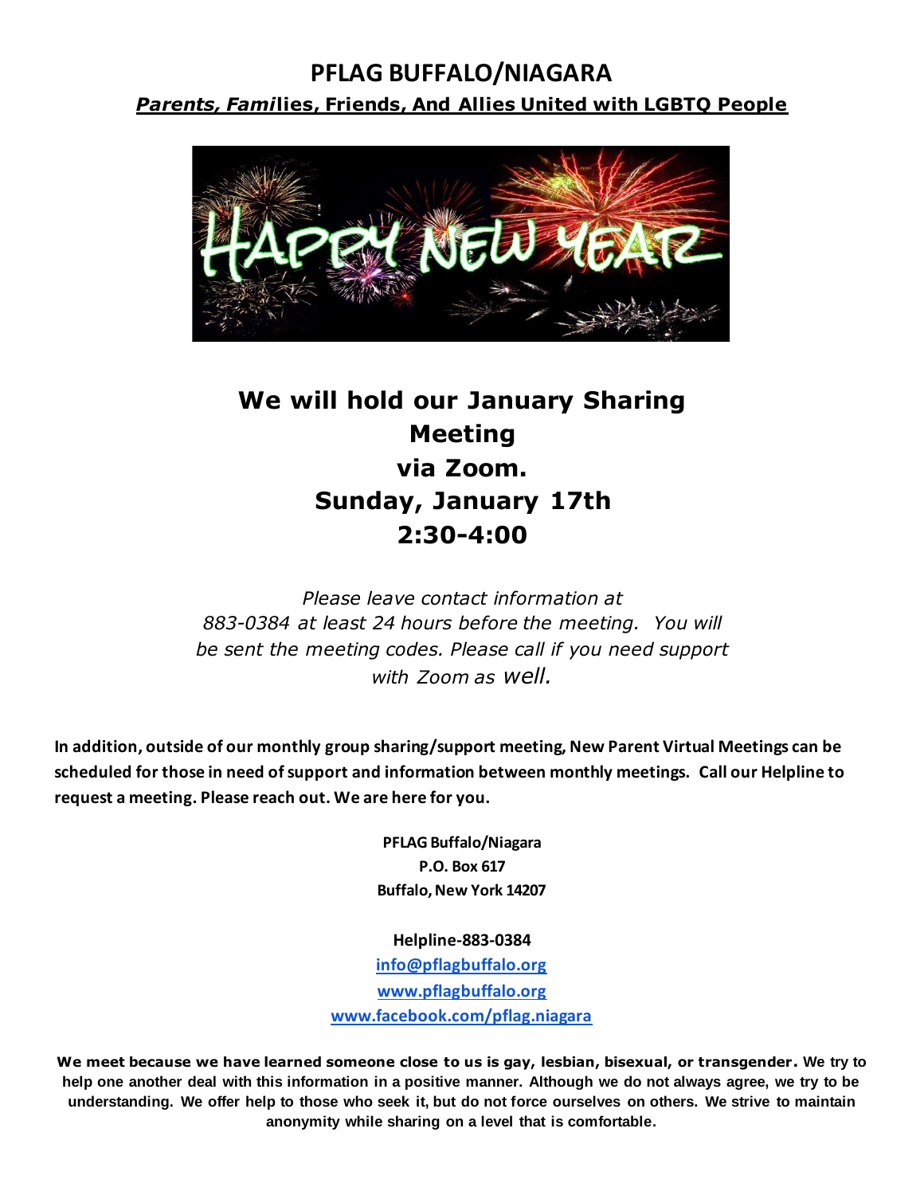# PFLAG BUFFALO/NIAGARA

***Parents, Families, Friends, And Allies United with LGBTQ People***

## We will hold our January Sharing Meeting via Zoom.
## Sunday, January 17th
## 2:30-4:00

*Please leave contact information at 883-0384 at least 24 hours before the meeting. You will be sent the meeting codes. Please call if you need support with Zoom as well.*

**In addition, outside of our monthly group sharing/support meeting, New Parent Virtual Meetings can be scheduled for those in need of support and information between monthly meetings. Call our Helpline to request a meeting. Please reach out. We are here for you.**

**PFLAG Buffalo/Niagara**
**P.O. Box 617**
**Buffalo, New York 14207**

**Helpline-883-0384**
**info@pflagbuffalo.org**
**www.pflagbuffalo.org**
**www.facebook.com/pflag.niagara**

**We meet because we have learned someone close to us is gay, lesbian, bisexual, or transgender. We try to help one another deal with this information in a positive manner. Although we do not always agree, we try to be understanding. We offer help to those who seek it, but do not force ourselves on others. We strive to maintain anonymity while sharing on a level that is comfortable.**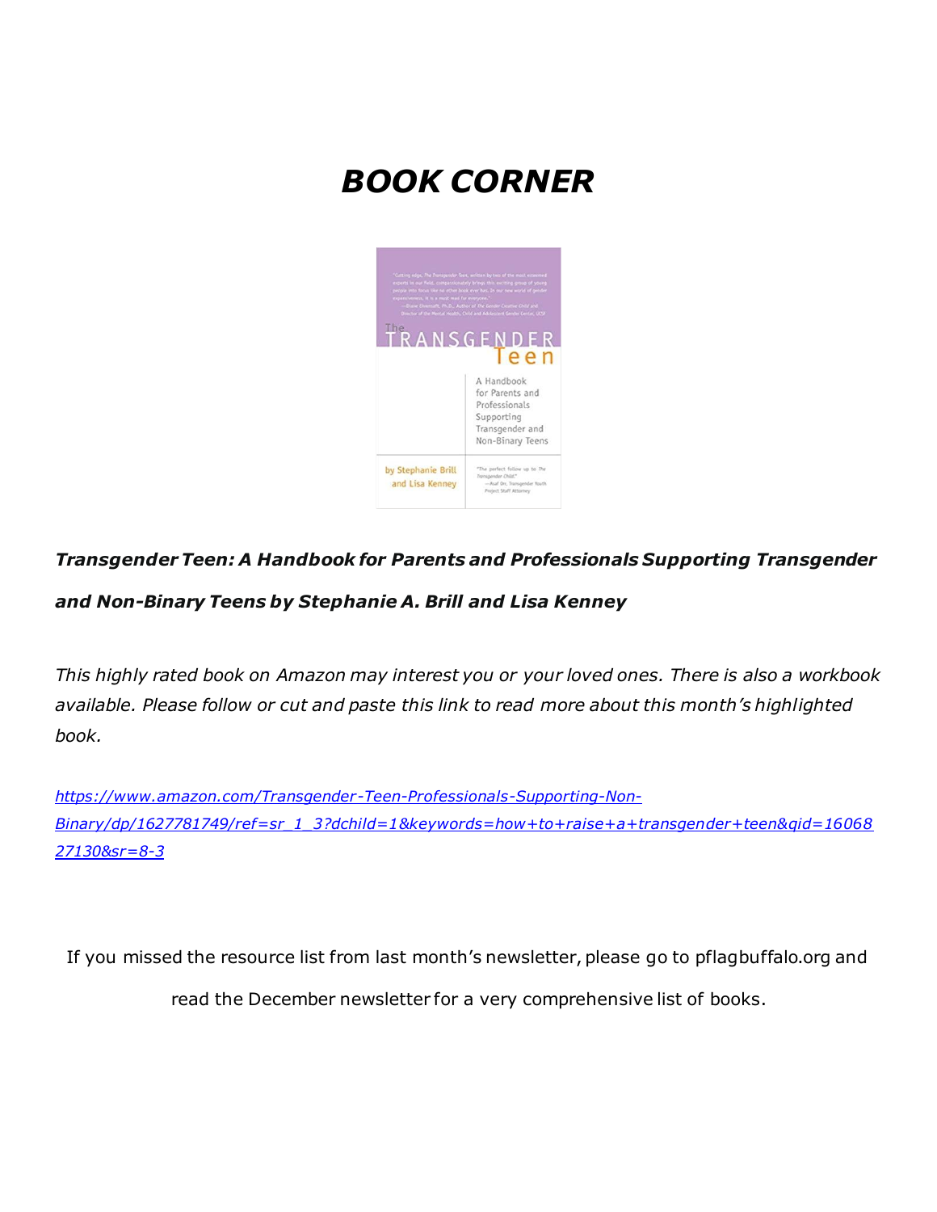# *BOOK CORNER*

***Transgender Teen: A Handbook for Parents and Professionals Supporting Transgender and Non-Binary Teens by Stephanie A. Brill and Lisa Kenney***

*This highly rated book on Amazon may interest you or your loved ones. There is also a workbook available. Please follow or cut and paste this link to read more about this month's highlighted book.*

*https://www.amazon.com/Transgender-Teen-Professionals-Supporting-Non-Binary/dp/1627781749/ref=sr_1_3?dchild=1&keywords=how+to+raise+a+transgender+teen&qid=1606827130&sr=8-3*

If you missed the resource list from last month's newsletter, please go to pflagbuffalo.org and read the December newsletter for a very comprehensive list of books.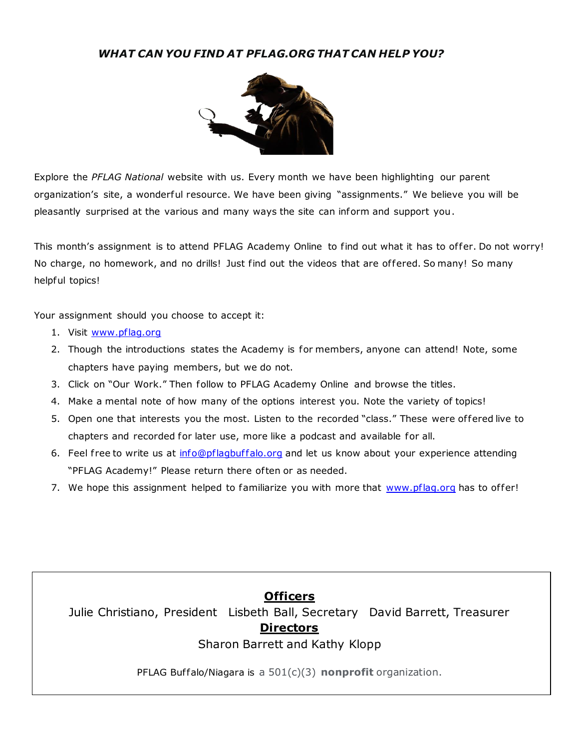### *WHAT CAN YOU FIND AT PFLAG.ORG THAT CAN HELP YOU?*

Explore the *PFLAG National* website with us. Every month we have been highlighting our parent organization's site, a wonderful resource. We have been giving "assignments." We believe you will be pleasantly surprised at the various and many ways the site can inform and support you.

This month's assignment is to attend PFLAG Academy Online to find out what it has to offer. Do not worry! No charge, no homework, and no drills! Just find out the videos that are offered. So many! So many helpful topics!

Your assignment should you choose to accept it:

1. Visit www.pflag.org
2. Though the introductions states the Academy is for members, anyone can attend! Note, some chapters have paying members, but we do not.
3. Click on "Our Work." Then follow to PFLAG Academy Online and browse the titles.
4. Make a mental note of how many of the options interest you. Note the variety of topics!
5. Open one that interests you the most. Listen to the recorded "class." These were offered live to chapters and recorded for later use, more like a podcast and available for all.
6. Feel free to write us at info@pflagbuffalo.org and let us know about your experience attending "PFLAG Academy!" Please return there often or as needed.
7. We hope this assignment helped to familiarize you with more that www.pflag.org has to offer!

**Officers**

Julie Christiano, President   Lisbeth Ball, Secretary   David Barrett, Treasurer

**Directors**

Sharon Barrett and Kathy Klopp

PFLAG Buffalo/Niagara is a 501(c)(3) **nonprofit** organization.